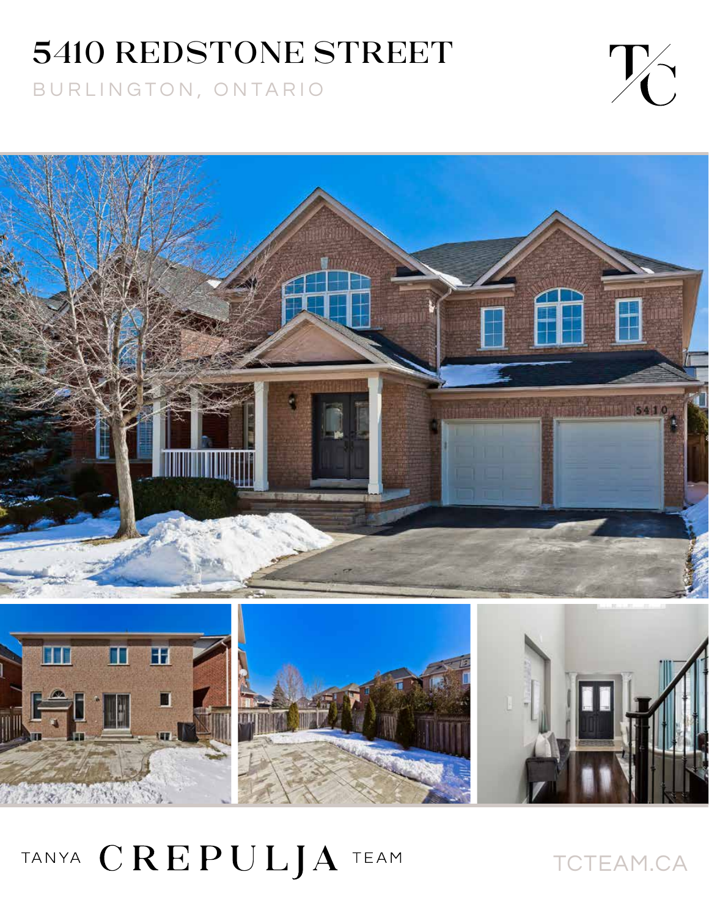# 5410 REDSTONE STREET

BURLINGTON, ONTARIO

TANYA CREPULJA TEAM

TCTEAM.CA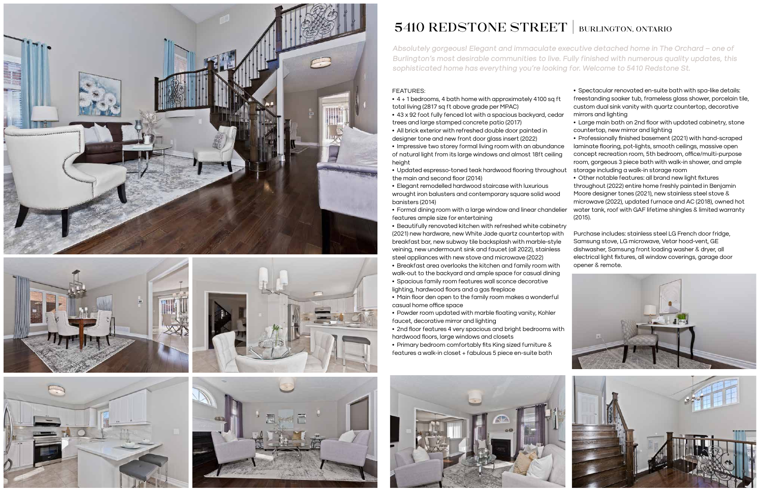# 5410 REDSTONE STREET | BURLINGTON, ONTARIO

*Absolutely gorgeous! Elegant and immaculate executive detached home in The Orchard – one of Burlington's most desirable communities to live. Fully finished with numerous quality updates, this sophisticated home has everything you're looking for. Welcome to 5410 Redstone St.*

FEATURES:

- 4 + 1 bedrooms, 4 bath home with approximately 4100 sq ft total living (2817 sq ft above grade per MPAC)
- 43 x 92 foot fully fenced lot with a spacious backyard, cedar trees and large stamped concrete patio (2017)
- All brick exterior with refreshed double door painted in designer tone and new front door glass insert (2022)
- Impressive two storey formal living room with an abundance of natural light from its large windows and almost 18ft ceiling height
- Updated espresso-toned teak hardwood flooring throughout the main and second floor (2014)
- Elegant remodelled hardwood staircase with luxurious wrought iron balusters and contemporary square solid wood banisters (2014)
- Formal dining room with a large window and linear chandelier features ample size for entertaining
- Beautifully renovated kitchen with refreshed white cabinetry (2021) new hardware, new White Jade quartz countertop with breakfast bar, new subway tile backsplash with marble-style veining, new undermount sink and faucet (all 2022), stainless steel appliances with new stove and microwave (2022)
- Breakfast area overlooks the kitchen and family room with walk-out to the backyard and ample space for casual dining
- Spacious family room features wall sconce decorative lighting, hardwood floors and a gas fireplace
- Main floor den open to the family room makes a wonderful casual home office space
- Powder room updated with marble floating vanity, Kohler faucet, decorative mirror and lighting
- 2nd floor features 4 very spacious and bright bedrooms with hardwood floors, large windows and closets
- Primary bedroom comfortably fits King sized furniture & features a walk-in closet + fabulous 5 piece en-suite bath
- Spectacular renovated en-suite bath with spa-like details: freestanding soaker tub, frameless glass shower, porcelain tile, custom dual sink vanity with quartz countertop, decorative mirrors and lighting
- Large main bath on 2nd floor with updated cabinetry, stone countertop, new mirror and lighting
- Professionally finished basement (2021) with hand-scraped laminate flooring, pot-lights, smooth ceilings, massive open concept recreation room, 5th bedroom, office/multi-purpose room, gorgeous 3 piece bath with walk-in shower, and ample storage including a walk-in storage room
- Other notable features: all brand new light fixtures throughout (2022) entire home freshly painted in Benjamin Moore designer tones (2021), new stainless steel stove & microwave (2022), updated furnace and AC (2018), owned hot water tank, roof with GAF lifetime shingles & limited warranty (2015).

Purchase includes: stainless steel LG French door fridge, Samsung stove, LG microwave, Vetar hood-vent, GE dishwasher, Samsung front loading washer & dryer, all electrical light fixtures, all window coverings, garage door opener & remote.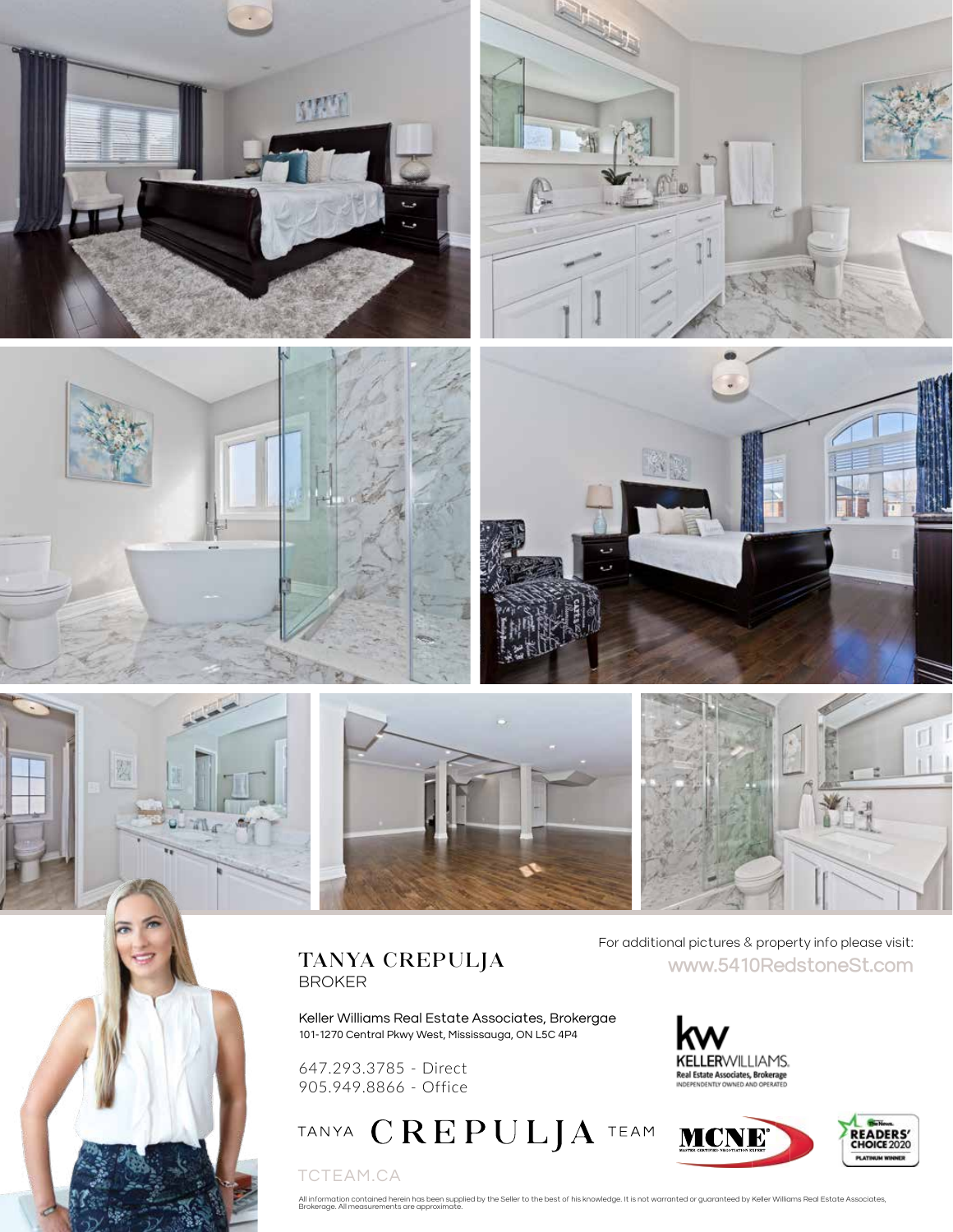## TANYA CREPULJA

BROKER

For additional pictures & property info please visit:
www.5410RedstoneSt.com

Keller Williams Real Estate Associates, Brokergae
101-1270 Central Pkwy West, Mississauga, ON L5C 4P4

647.293.3785 - Direct
905.949.8866 - Office

TANYA CREPULJA TEAM

KELLERWILLIAMS. Real Estate Associates, Brokerage INDEPENDENTLY OWNED AND OPERATED

MCNE MASTER CERTIFIED NEGOTIATION EXPERT

READERS' CHOICE 2020 PLATINUM WINNER

TCTEAM.CA

All information contained herein has been supplied by the Seller to the best of his knowledge. It is not warranted or guaranteed by Keller Williams Real Estate Associates, Brokerage. All measurements are approximate.